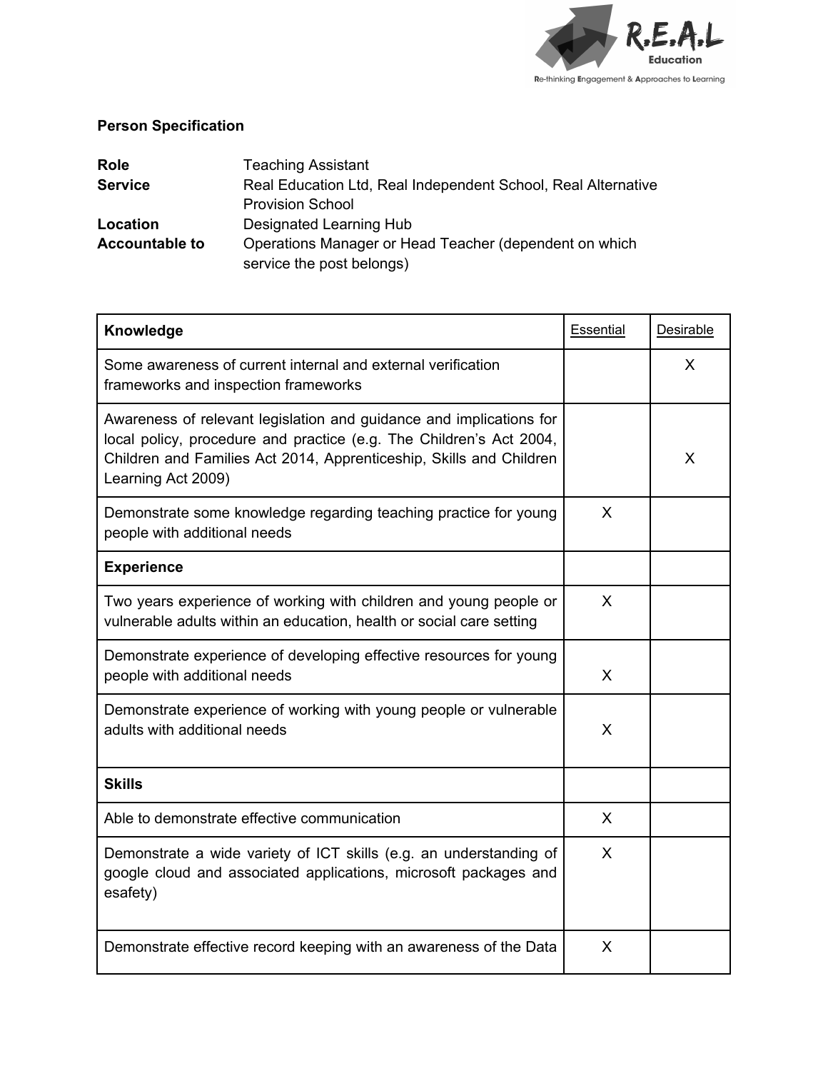**Person Specification**

| | |
|---|---|
| **Role** | Teaching Assistant |
| **Service** | Real Education Ltd, Real Independent School, Real Alternative Provision School |
| **Location** | Designated Learning Hub |
| **Accountable to** | Operations Manager or Head Teacher (dependent on which service the post belongs) |

| **Knowledge** | Essential | Desirable |
|---|---|---|
| Some awareness of current internal and external verification frameworks and inspection frameworks | | X |
| Awareness of relevant legislation and guidance and implications for local policy, procedure and practice (e.g. The Children's Act 2004, Children and Families Act 2014, Apprenticeship, Skills and Children Learning Act 2009) | | X |
| Demonstrate some knowledge regarding teaching practice for young people with additional needs | X | |
| **Experience** | | |
| Two years experience of working with children and young people or vulnerable adults within an education, health or social care setting | X | |
| Demonstrate experience of developing effective resources for young people with additional needs | X | |
| Demonstrate experience of working with young people or vulnerable adults with additional needs | X | |
| **Skills** | | |
| Able to demonstrate effective communication | X | |
| Demonstrate a wide variety of ICT skills (e.g. an understanding of google cloud and associated applications, microsoft packages and esafety) | X | |
| Demonstrate effective record keeping with an awareness of the Data | X | |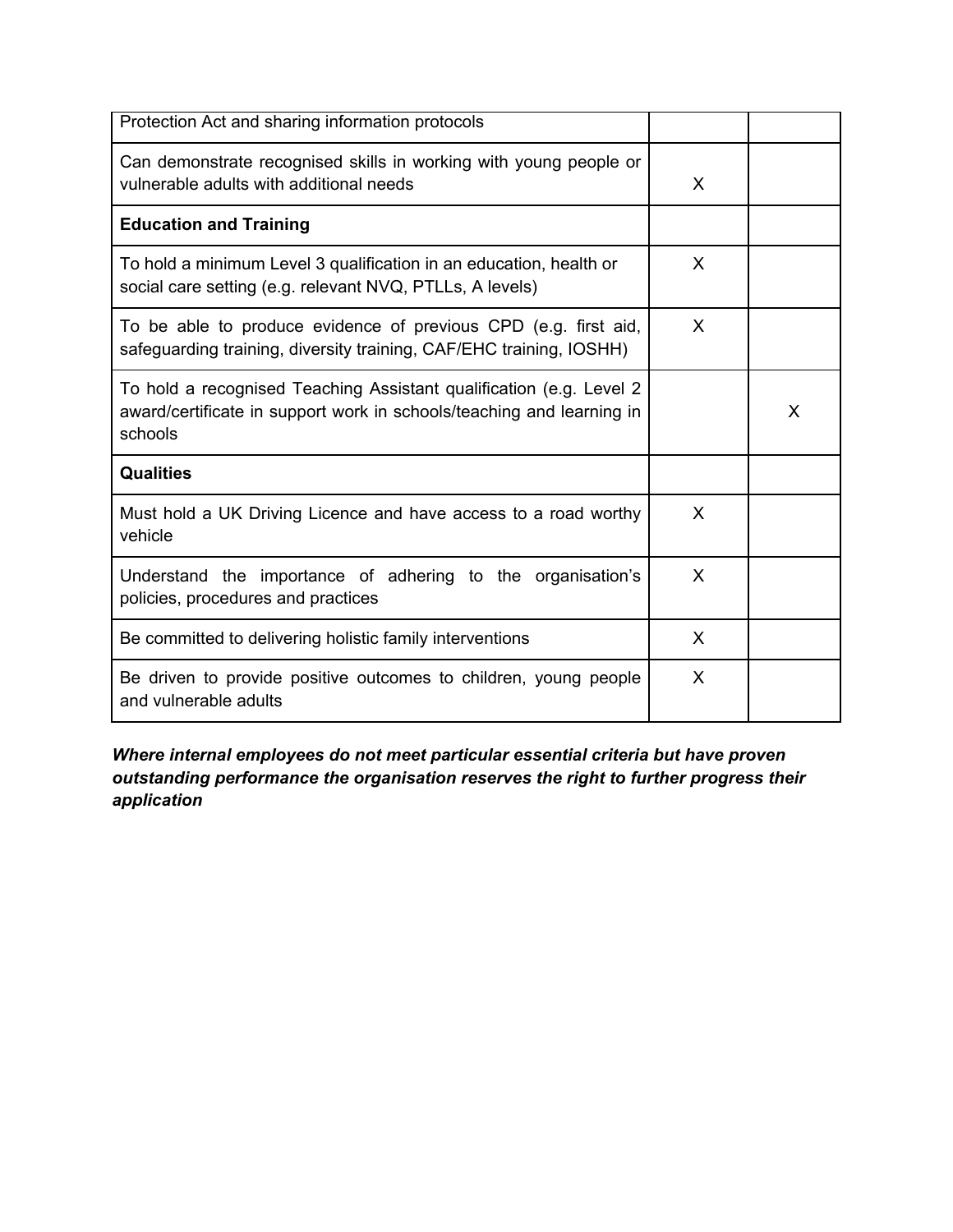| | | |
|---|---|---|
| Protection Act and sharing information protocols | | |
| Can demonstrate recognised skills in working with young people or vulnerable adults with additional needs | X | |
| **Education and Training** | | |
| To hold a minimum Level 3 qualification in an education, health or social care setting (e.g. relevant NVQ, PTLLs, A levels) | X | |
| To be able to produce evidence of previous CPD (e.g. first aid, safeguarding training, diversity training, CAF/EHC training, IOSHH) | X | |
| To hold a recognised Teaching Assistant qualification (e.g. Level 2 award/certificate in support work in schools/teaching and learning in schools | | X |
| **Qualities** | | |
| Must hold a UK Driving Licence and have access to a road worthy vehicle | X | |
| Understand the importance of adhering to the organisation's policies, procedures and practices | X | |
| Be committed to delivering holistic family interventions | X | |
| Be driven to provide positive outcomes to children, young people and vulnerable adults | X | |

***Where internal employees do not meet particular essential criteria but have proven outstanding performance the organisation reserves the right to further progress their application***